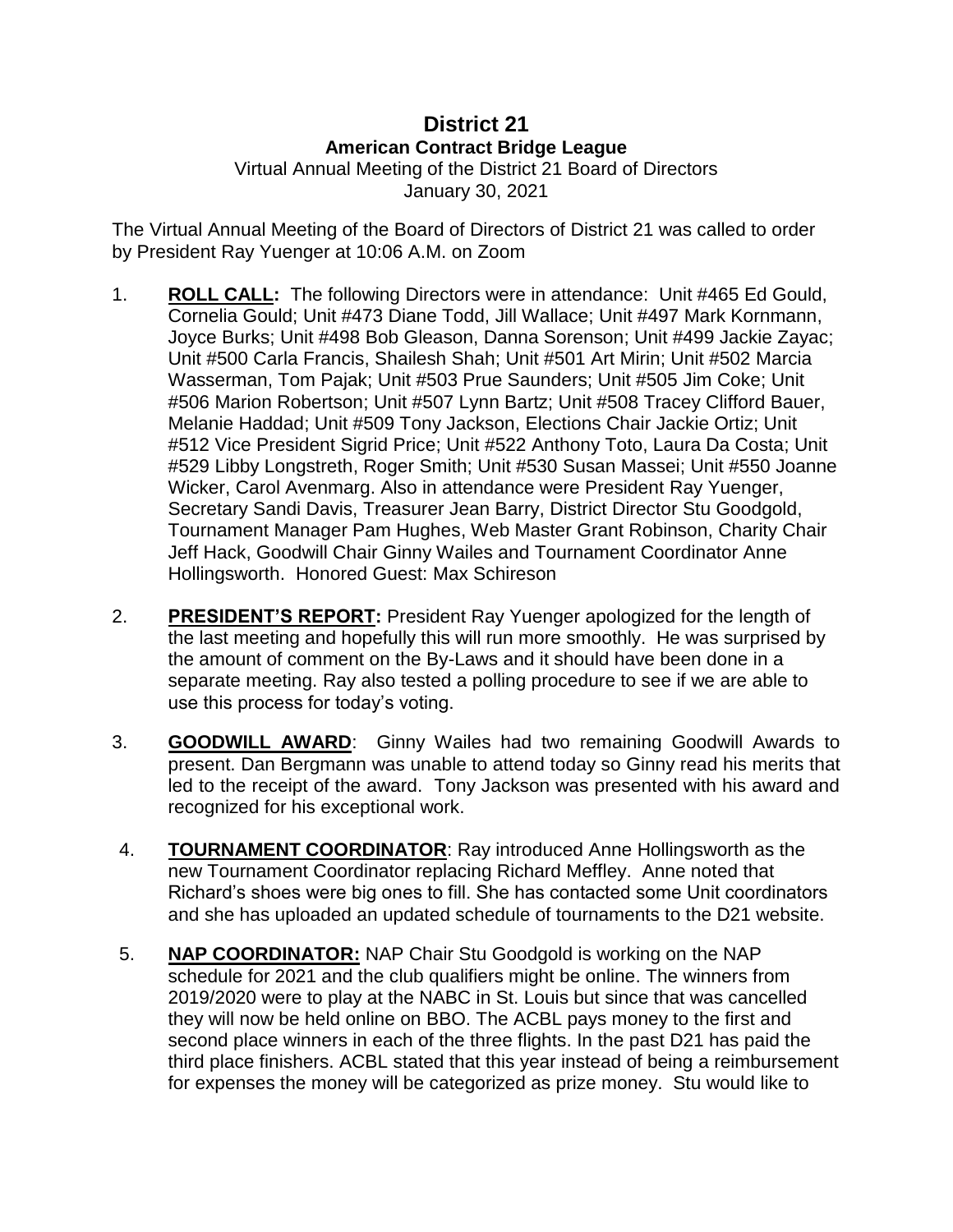# District 21

## American Contract Bridge League

Virtual Annual Meeting of the District 21 Board of Directors
January 30, 2021

The Virtual Annual Meeting of the Board of Directors of District 21 was called to order by President Ray Yuenger at 10:06 A.M. on Zoom

1. **ROLL CALL:** The following Directors were in attendance: Unit #465 Ed Gould, Cornelia Gould; Unit #473 Diane Todd, Jill Wallace; Unit #497 Mark Kornmann, Joyce Burks; Unit #498 Bob Gleason, Danna Sorenson; Unit #499 Jackie Zayac; Unit #500 Carla Francis, Shailesh Shah; Unit #501 Art Mirin; Unit #502 Marcia Wasserman, Tom Pajak; Unit #503 Prue Saunders; Unit #505 Jim Coke; Unit #506 Marion Robertson; Unit #507 Lynn Bartz; Unit #508 Tracey Clifford Bauer, Melanie Haddad; Unit #509 Tony Jackson, Elections Chair Jackie Ortiz; Unit #512 Vice President Sigrid Price; Unit #522 Anthony Toto, Laura Da Costa; Unit #529 Libby Longstreth, Roger Smith; Unit #530 Susan Massei; Unit #550 Joanne Wicker, Carol Avenmarg. Also in attendance were President Ray Yuenger, Secretary Sandi Davis, Treasurer Jean Barry, District Director Stu Goodgold, Tournament Manager Pam Hughes, Web Master Grant Robinson, Charity Chair Jeff Hack, Goodwill Chair Ginny Wailes and Tournament Coordinator Anne Hollingsworth. Honored Guest: Max Schireson

2. **PRESIDENT'S REPORT:** President Ray Yuenger apologized for the length of the last meeting and hopefully this will run more smoothly. He was surprised by the amount of comment on the By-Laws and it should have been done in a separate meeting. Ray also tested a polling procedure to see if we are able to use this process for today's voting.

3. **GOODWILL AWARD**: Ginny Wailes had two remaining Goodwill Awards to present. Dan Bergmann was unable to attend today so Ginny read his merits that led to the receipt of the award. Tony Jackson was presented with his award and recognized for his exceptional work.

4. **TOURNAMENT COORDINATOR**: Ray introduced Anne Hollingsworth as the new Tournament Coordinator replacing Richard Meffley. Anne noted that Richard's shoes were big ones to fill. She has contacted some Unit coordinators and she has uploaded an updated schedule of tournaments to the D21 website.

5. **NAP COORDINATOR:** NAP Chair Stu Goodgold is working on the NAP schedule for 2021 and the club qualifiers might be online. The winners from 2019/2020 were to play at the NABC in St. Louis but since that was cancelled they will now be held online on BBO. The ACBL pays money to the first and second place winners in each of the three flights. In the past D21 has paid the third place finishers. ACBL stated that this year instead of being a reimbursement for expenses the money will be categorized as prize money. Stu would like to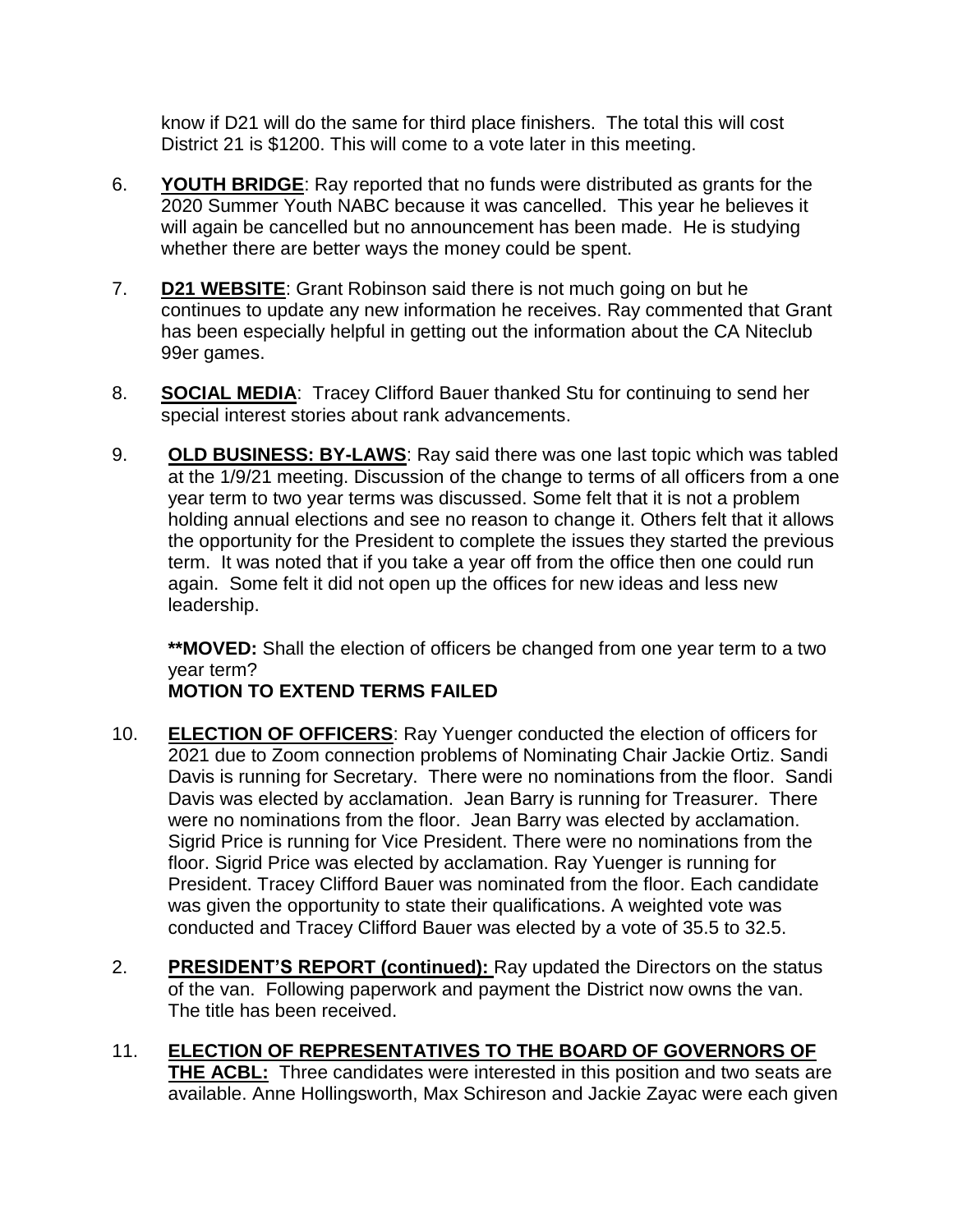know if D21 will do the same for third place finishers. The total this will cost District 21 is $1200. This will come to a vote later in this meeting.

6. **YOUTH BRIDGE**: Ray reported that no funds were distributed as grants for the 2020 Summer Youth NABC because it was cancelled. This year he believes it will again be cancelled but no announcement has been made. He is studying whether there are better ways the money could be spent.

7. **D21 WEBSITE**: Grant Robinson said there is not much going on but he continues to update any new information he receives. Ray commented that Grant has been especially helpful in getting out the information about the CA Niteclub 99er games.

8. **SOCIAL MEDIA**: Tracey Clifford Bauer thanked Stu for continuing to send her special interest stories about rank advancements.

9. **OLD BUSINESS: BY-LAWS**: Ray said there was one last topic which was tabled at the 1/9/21 meeting. Discussion of the change to terms of all officers from a one year term to two year terms was discussed. Some felt that it is not a problem holding annual elections and see no reason to change it. Others felt that it allows the opportunity for the President to complete the issues they started the previous term. It was noted that if you take a year off from the office then one could run again. Some felt it did not open up the offices for new ideas and less new leadership.

   **\*\*MOVED:** Shall the election of officers be changed from one year term to a two year term?
   **MOTION TO EXTEND TERMS FAILED**

10. **ELECTION OF OFFICERS**: Ray Yuenger conducted the election of officers for 2021 due to Zoom connection problems of Nominating Chair Jackie Ortiz. Sandi Davis is running for Secretary. There were no nominations from the floor. Sandi Davis was elected by acclamation. Jean Barry is running for Treasurer. There were no nominations from the floor. Jean Barry was elected by acclamation. Sigrid Price is running for Vice President. There were no nominations from the floor. Sigrid Price was elected by acclamation. Ray Yuenger is running for President. Tracey Clifford Bauer was nominated from the floor. Each candidate was given the opportunity to state their qualifications. A weighted vote was conducted and Tracey Clifford Bauer was elected by a vote of 35.5 to 32.5.

2. **PRESIDENT'S REPORT (continued):** Ray updated the Directors on the status of the van. Following paperwork and payment the District now owns the van. The title has been received.

11. **ELECTION OF REPRESENTATIVES TO THE BOARD OF GOVERNORS OF THE ACBL:** Three candidates were interested in this position and two seats are available. Anne Hollingsworth, Max Schireson and Jackie Zayac were each given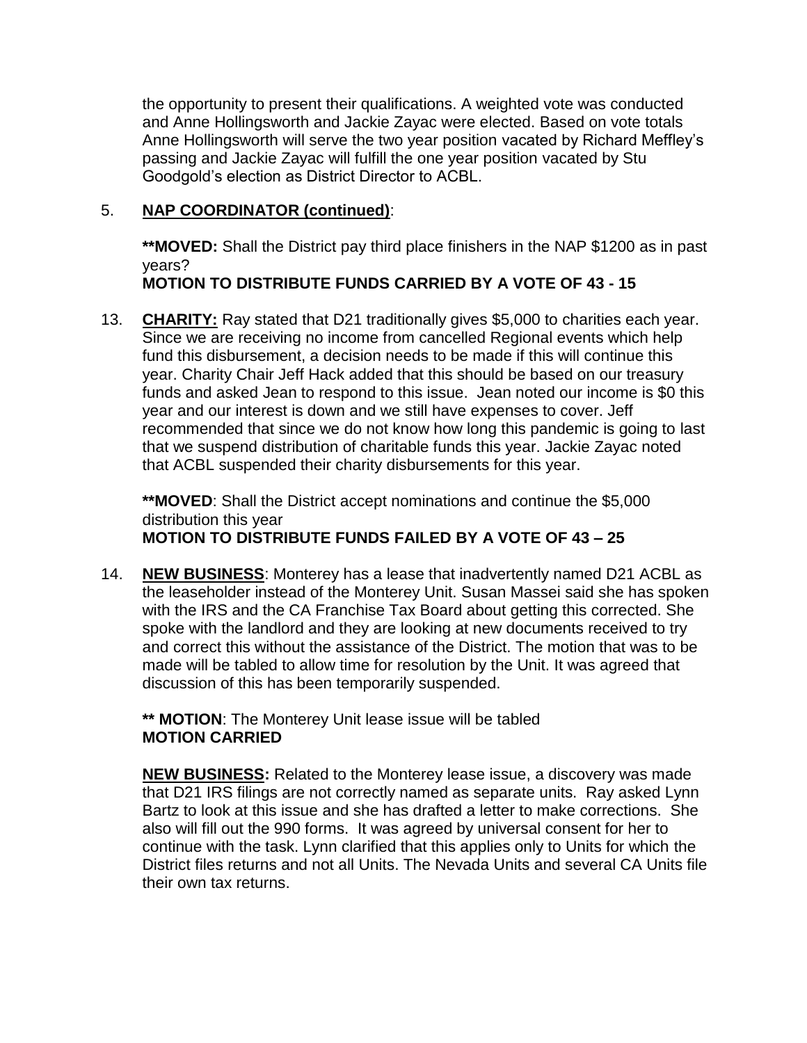the opportunity to present their qualifications. A weighted vote was conducted and Anne Hollingsworth and Jackie Zayac were elected. Based on vote totals Anne Hollingsworth will serve the two year position vacated by Richard Meffley's passing and Jackie Zayac will fulfill the one year position vacated by Stu Goodgold's election as District Director to ACBL.

5. **NAP COORDINATOR (continued)**:

   ****MOVED:** Shall the District pay third place finishers in the NAP $1200 as in past years?
   **MOTION TO DISTRIBUTE FUNDS CARRIED BY A VOTE OF 43 - 15**

13. **CHARITY:** Ray stated that D21 traditionally gives $5,000 to charities each year. Since we are receiving no income from cancelled Regional events which help fund this disbursement, a decision needs to be made if this will continue this year. Charity Chair Jeff Hack added that this should be based on our treasury funds and asked Jean to respond to this issue. Jean noted our income is $0 this year and our interest is down and we still have expenses to cover. Jeff recommended that since we do not know how long this pandemic is going to last that we suspend distribution of charitable funds this year. Jackie Zayac noted that ACBL suspended their charity disbursements for this year.

    ****MOVED**: Shall the District accept nominations and continue the $5,000 distribution this year
    **MOTION TO DISTRIBUTE FUNDS FAILED BY A VOTE OF 43 – 25**

14. **NEW BUSINESS**: Monterey has a lease that inadvertently named D21 ACBL as the leaseholder instead of the Monterey Unit. Susan Massei said she has spoken with the IRS and the CA Franchise Tax Board about getting this corrected. She spoke with the landlord and they are looking at new documents received to try and correct this without the assistance of the District. The motion that was to be made will be tabled to allow time for resolution by the Unit. It was agreed that discussion of this has been temporarily suspended.

    **** MOTION**: The Monterey Unit lease issue will be tabled
    **MOTION CARRIED**

    **NEW BUSINESS:** Related to the Monterey lease issue, a discovery was made that D21 IRS filings are not correctly named as separate units. Ray asked Lynn Bartz to look at this issue and she has drafted a letter to make corrections. She also will fill out the 990 forms. It was agreed by universal consent for her to continue with the task. Lynn clarified that this applies only to Units for which the District files returns and not all Units. The Nevada Units and several CA Units file their own tax returns.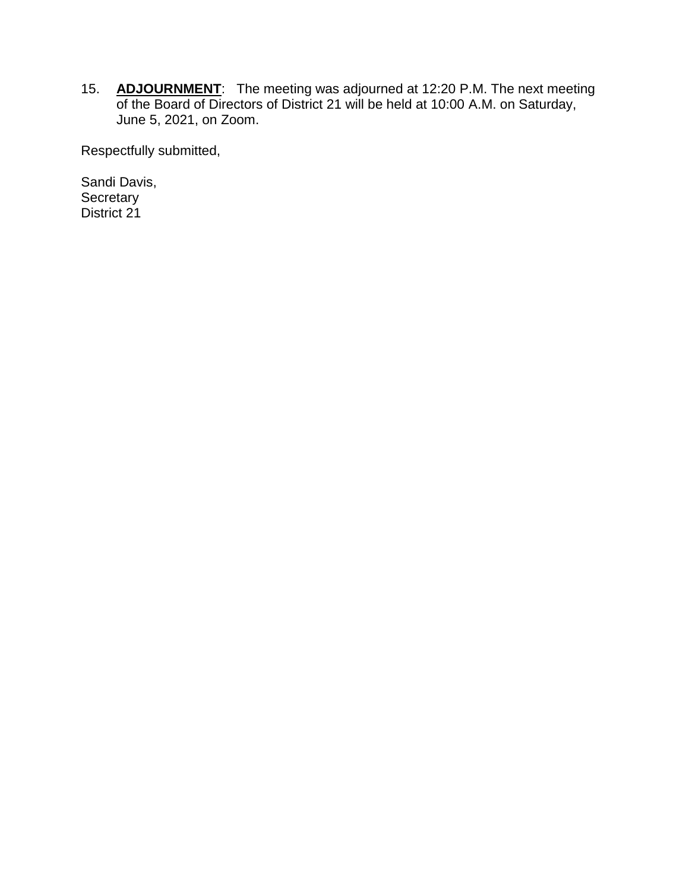15. **ADJOURNMENT**: The meeting was adjourned at 12:20 P.M. The next meeting of the Board of Directors of District 21 will be held at 10:00 A.M. on Saturday, June 5, 2021, on Zoom.

Respectfully submitted,

Sandi Davis,
Secretary
District 21